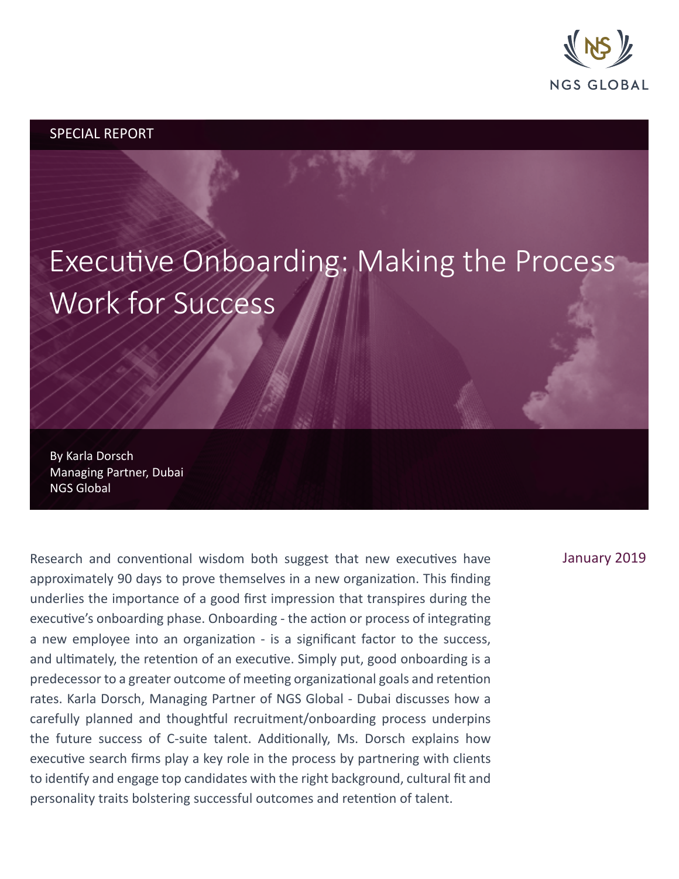NGS GLOBAL

SPECIAL REPORT

# Executive Onboarding: Making the Process Work for Success

By Karla Dorsch
Managing Partner, Dubai
NGS Global

January 2019

Research and conventional wisdom both suggest that new executives have approximately 90 days to prove themselves in a new organization. This finding underlies the importance of a good first impression that transpires during the executive's onboarding phase. Onboarding - the action or process of integrating a new employee into an organization - is a significant factor to the success, and ultimately, the retention of an executive. Simply put, good onboarding is a predecessor to a greater outcome of meeting organizational goals and retention rates. Karla Dorsch, Managing Partner of NGS Global - Dubai discusses how a carefully planned and thoughtful recruitment/onboarding process underpins the future success of C-suite talent. Additionally, Ms. Dorsch explains how executive search firms play a key role in the process by partnering with clients to identify and engage top candidates with the right background, cultural fit and personality traits bolstering successful outcomes and retention of talent.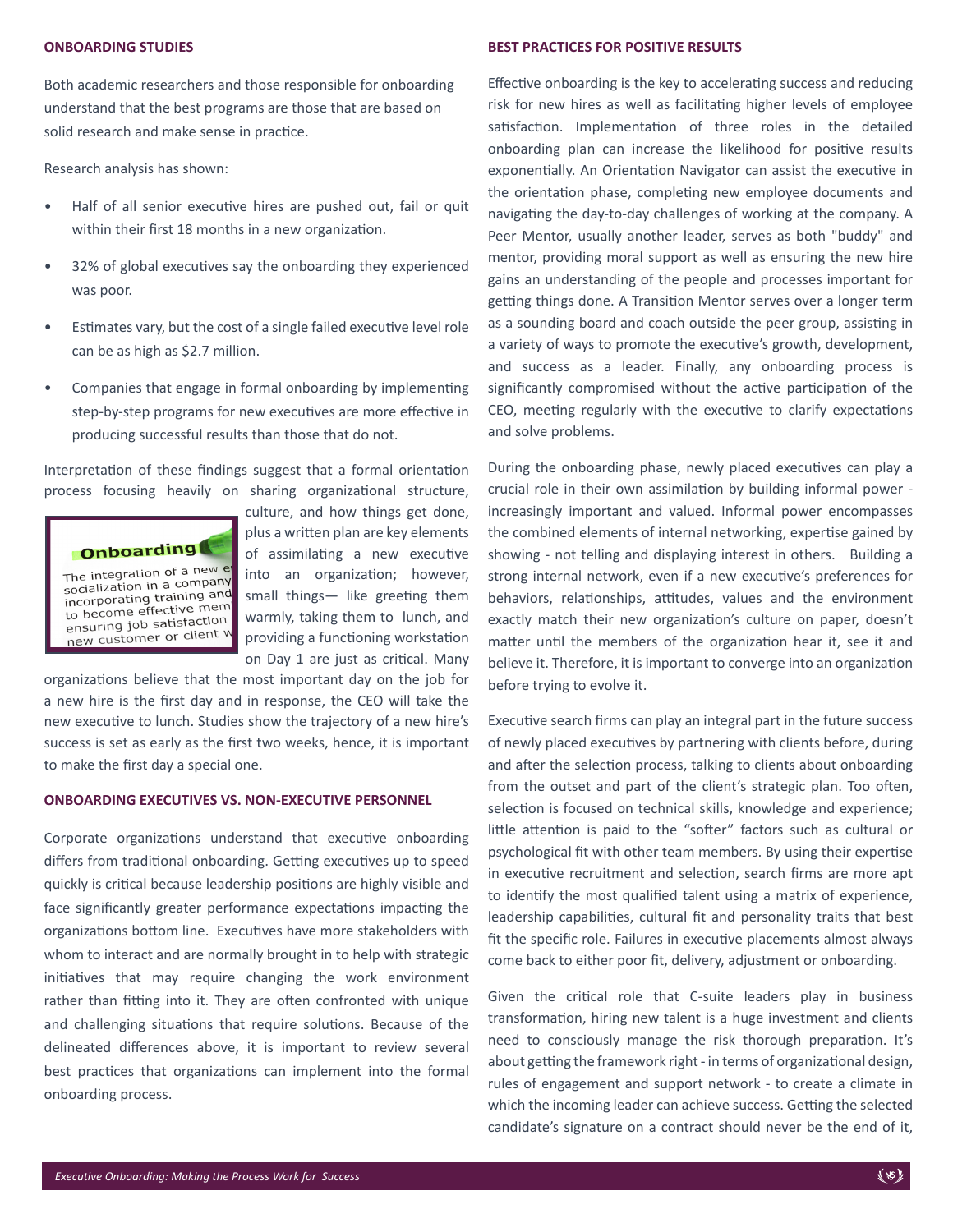## ONBOARDING STUDIES

Both academic researchers and those responsible for onboarding understand that the best programs are those that are based on solid research and make sense in practice.

Research analysis has shown:

- Half of all senior executive hires are pushed out, fail or quit within their first 18 months in a new organization.
- 32% of global executives say the onboarding they experienced was poor.
- Estimates vary, but the cost of a single failed executive level role can be as high as $2.7 million.
- Companies that engage in formal onboarding by implementing step-by-step programs for new executives are more effective in producing successful results than those that do not.

Interpretation of these findings suggest that a formal orientation process focusing heavily on sharing organizational structure, culture, and how things get done, plus a written plan are key elements of assimilating a new executive into an organization; however, small things— like greeting them warmly, taking them to lunch, and providing a functioning workstation on Day 1 are just as critical. Many organizations believe that the most important day on the job for a new hire is the first day and in response, the CEO will take the new executive to lunch. Studies show the trajectory of a new hire's success is set as early as the first two weeks, hence, it is important to make the first day a special one.

## ONBOARDING EXECUTIVES VS. NON-EXECUTIVE PERSONNEL

Corporate organizations understand that executive onboarding differs from traditional onboarding. Getting executives up to speed quickly is critical because leadership positions are highly visible and face significantly greater performance expectations impacting the organizations bottom line. Executives have more stakeholders with whom to interact and are normally brought in to help with strategic initiatives that may require changing the work environment rather than fitting into it. They are often confronted with unique and challenging situations that require solutions. Because of the delineated differences above, it is important to review several best practices that organizations can implement into the formal onboarding process.

## BEST PRACTICES FOR POSITIVE RESULTS

Effective onboarding is the key to accelerating success and reducing risk for new hires as well as facilitating higher levels of employee satisfaction. Implementation of three roles in the detailed onboarding plan can increase the likelihood for positive results exponentially. An Orientation Navigator can assist the executive in the orientation phase, completing new employee documents and navigating the day-to-day challenges of working at the company. A Peer Mentor, usually another leader, serves as both "buddy" and mentor, providing moral support as well as ensuring the new hire gains an understanding of the people and processes important for getting things done. A Transition Mentor serves over a longer term as a sounding board and coach outside the peer group, assisting in a variety of ways to promote the executive's growth, development, and success as a leader. Finally, any onboarding process is significantly compromised without the active participation of the CEO, meeting regularly with the executive to clarify expectations and solve problems.

During the onboarding phase, newly placed executives can play a crucial role in their own assimilation by building informal power - increasingly important and valued. Informal power encompasses the combined elements of internal networking, expertise gained by showing - not telling and displaying interest in others. Building a strong internal network, even if a new executive's preferences for behaviors, relationships, attitudes, values and the environment exactly match their new organization's culture on paper, doesn't matter until the members of the organization hear it, see it and believe it. Therefore, it is important to converge into an organization before trying to evolve it.

Executive search firms can play an integral part in the future success of newly placed executives by partnering with clients before, during and after the selection process, talking to clients about onboarding from the outset and part of the client's strategic plan. Too often, selection is focused on technical skills, knowledge and experience; little attention is paid to the "softer" factors such as cultural or psychological fit with other team members. By using their expertise in executive recruitment and selection, search firms are more apt to identify the most qualified talent using a matrix of experience, leadership capabilities, cultural fit and personality traits that best fit the specific role. Failures in executive placements almost always come back to either poor fit, delivery, adjustment or onboarding.

Given the critical role that C-suite leaders play in business transformation, hiring new talent is a huge investment and clients need to consciously manage the risk thorough preparation. It's about getting the framework right - in terms of organizational design, rules of engagement and support network - to create a climate in which the incoming leader can achieve success. Getting the selected candidate's signature on a contract should never be the end of it,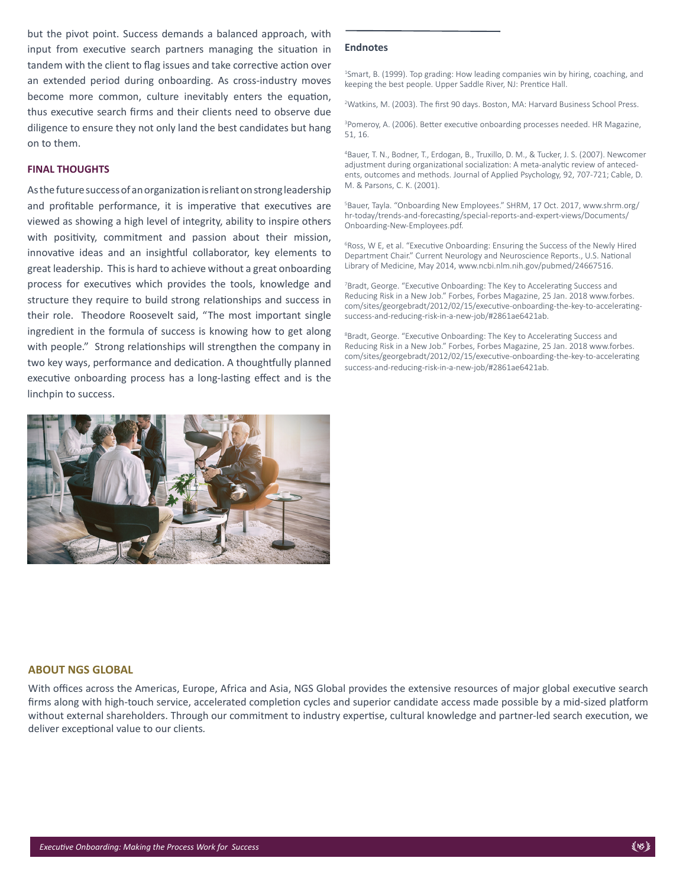but the pivot point. Success demands a balanced approach, with input from executive search partners managing the situation in tandem with the client to flag issues and take corrective action over an extended period during onboarding. As cross-industry moves become more common, culture inevitably enters the equation, thus executive search firms and their clients need to observe due diligence to ensure they not only land the best candidates but hang on to them.

## FINAL THOUGHTS

As the future success of an organization is reliant on strong leadership and profitable performance, it is imperative that executives are viewed as showing a high level of integrity, ability to inspire others with positivity, commitment and passion about their mission, innovative ideas and an insightful collaborator, key elements to great leadership. This is hard to achieve without a great onboarding process for executives which provides the tools, knowledge and structure they require to build strong relationships and success in their role. Theodore Roosevelt said, "The most important single ingredient in the formula of success is knowing how to get along with people." Strong relationships will strengthen the company in two key ways, performance and dedication. A thoughtfully planned executive onboarding process has a long-lasting effect and is the linchpin to success.

## Endnotes

[1]Smart, B. (1999). Top grading: How leading companies win by hiring, coaching, and keeping the best people. Upper Saddle River, NJ: Prentice Hall.

[2]Watkins, M. (2003). The first 90 days. Boston, MA: Harvard Business School Press.

[3]Pomeroy, A. (2006). Better executive onboarding processes needed. HR Magazine, 51, 16.

[4]Bauer, T. N., Bodner, T., Erdogan, B., Truxillo, D. M., & Tucker, J. S. (2007). Newcomer adjustment during organizational socialization: A meta-analytic review of antecedents, outcomes and methods. Journal of Applied Psychology, 92, 707-721; Cable, D. M. & Parsons, C. K. (2001).

[5]Bauer, Tayla. "Onboarding New Employees." SHRM, 17 Oct. 2017, www.shrm.org/hr-today/trends-and-forecasting/special-reports-and-expert-views/Documents/Onboarding-New-Employees.pdf.

[6]Ross, W E, et al. "Executive Onboarding: Ensuring the Success of the Newly Hired Department Chair." Current Neurology and Neuroscience Reports., U.S. National Library of Medicine, May 2014, www.ncbi.nlm.nih.gov/pubmed/24667516.

[7]Bradt, George. "Executive Onboarding: The Key to Accelerating Success and Reducing Risk in a New Job." Forbes, Forbes Magazine, 25 Jan. 2018 www.forbes.com/sites/georgebradt/2012/02/15/executive-onboarding-the-key-to-accelerating-success-and-reducing-risk-in-a-new-job/#2861ae6421ab.

[8]Bradt, George. "Executive Onboarding: The Key to Accelerating Success and Reducing Risk in a New Job." Forbes, Forbes Magazine, 25 Jan. 2018 www.forbes.com/sites/georgebradt/2012/02/15/executive-onboarding-the-key-to-accelerating success-and-reducing-risk-in-a-new-job/#2861ae6421ab.

## ABOUT NGS GLOBAL

With offices across the Americas, Europe, Africa and Asia, NGS Global provides the extensive resources of major global executive search firms along with high-touch service, accelerated completion cycles and superior candidate access made possible by a mid-sized platform without external shareholders. Through our commitment to industry expertise, cultural knowledge and partner-led search execution, we deliver exceptional value to our clients.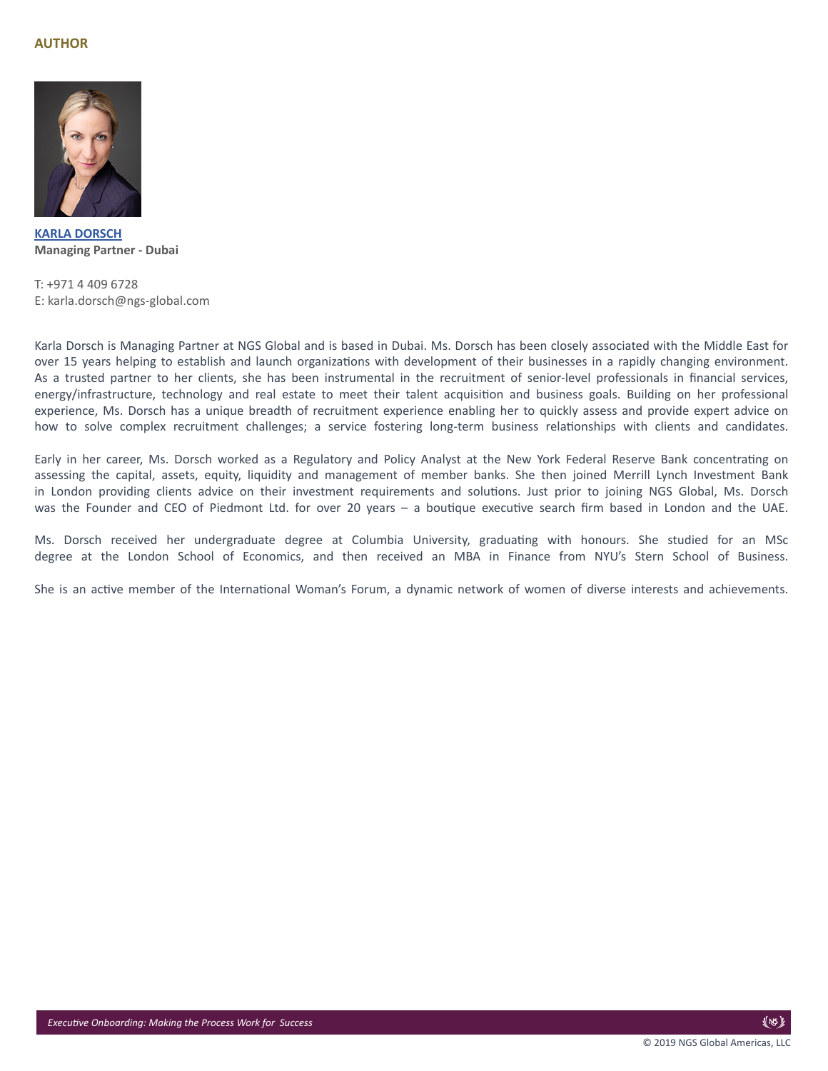## AUTHOR

**KARLA DORSCH**
**Managing Partner - Dubai**

T: +971 4 409 6728
E: karla.dorsch@ngs-global.com

Karla Dorsch is Managing Partner at NGS Global and is based in Dubai. Ms. Dorsch has been closely associated with the Middle East for over 15 years helping to establish and launch organizations with development of their businesses in a rapidly changing environment. As a trusted partner to her clients, she has been instrumental in the recruitment of senior-level professionals in financial services, energy/infrastructure, technology and real estate to meet their talent acquisition and business goals. Building on her professional experience, Ms. Dorsch has a unique breadth of recruitment experience enabling her to quickly assess and provide expert advice on how to solve complex recruitment challenges; a service fostering long-term business relationships with clients and candidates.

Early in her career, Ms. Dorsch worked as a Regulatory and Policy Analyst at the New York Federal Reserve Bank concentrating on assessing the capital, assets, equity, liquidity and management of member banks. She then joined Merrill Lynch Investment Bank in London providing clients advice on their investment requirements and solutions. Just prior to joining NGS Global, Ms. Dorsch was the Founder and CEO of Piedmont Ltd. for over 20 years – a boutique executive search firm based in London and the UAE.

Ms. Dorsch received her undergraduate degree at Columbia University, graduating with honours. She studied for an MSc degree at the London School of Economics, and then received an MBA in Finance from NYU's Stern School of Business.

She is an active member of the International Woman's Forum, a dynamic network of women of diverse interests and achievements.